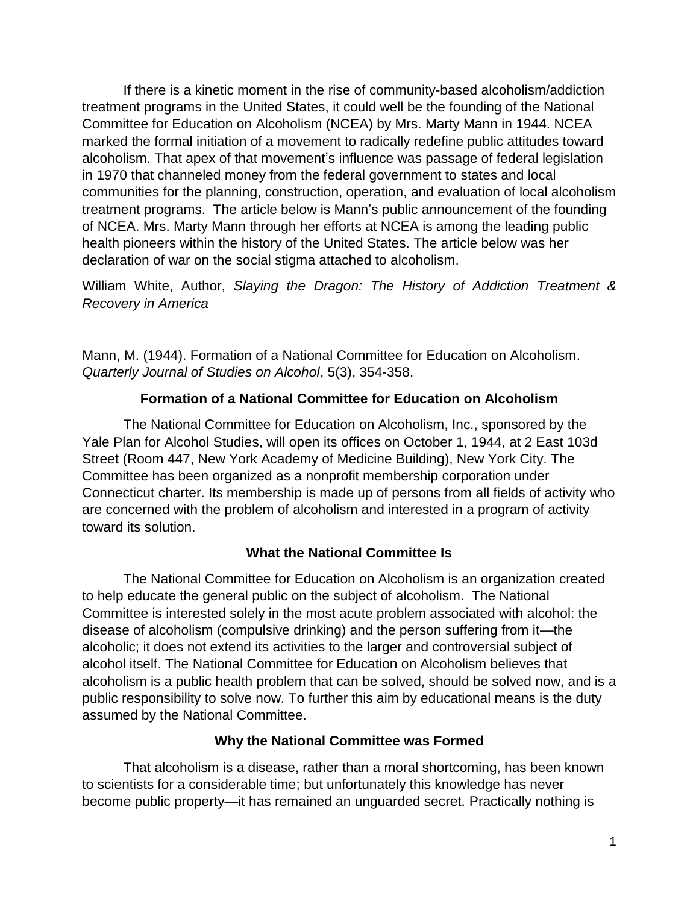If there is a kinetic moment in the rise of community-based alcoholism/addiction treatment programs in the United States, it could well be the founding of the National Committee for Education on Alcoholism (NCEA) by Mrs. Marty Mann in 1944. NCEA marked the formal initiation of a movement to radically redefine public attitudes toward alcoholism. That apex of that movement's influence was passage of federal legislation in 1970 that channeled money from the federal government to states and local communities for the planning, construction, operation, and evaluation of local alcoholism treatment programs. The article below is Mann's public announcement of the founding of NCEA. Mrs. Marty Mann through her efforts at NCEA is among the leading public health pioneers within the history of the United States. The article below was her declaration of war on the social stigma attached to alcoholism.

William White, Author, *Slaying the Dragon: The History of Addiction Treatment & Recovery in America*

Mann, M. (1944). Formation of a National Committee for Education on Alcoholism. *Quarterly Journal of Studies on Alcohol*, 5(3), 354-358.

## Formation of a National Committee for Education on Alcoholism

The National Committee for Education on Alcoholism, Inc., sponsored by the Yale Plan for Alcohol Studies, will open its offices on October 1, 1944, at 2 East 103d Street (Room 447, New York Academy of Medicine Building), New York City. The Committee has been organized as a nonprofit membership corporation under Connecticut charter. Its membership is made up of persons from all fields of activity who are concerned with the problem of alcoholism and interested in a program of activity toward its solution.

### What the National Committee Is

The National Committee for Education on Alcoholism is an organization created to help educate the general public on the subject of alcoholism. The National Committee is interested solely in the most acute problem associated with alcohol: the disease of alcoholism (compulsive drinking) and the person suffering from it—the alcoholic; it does not extend its activities to the larger and controversial subject of alcohol itself. The National Committee for Education on Alcoholism believes that alcoholism is a public health problem that can be solved, should be solved now, and is a public responsibility to solve now. To further this aim by educational means is the duty assumed by the National Committee.

### Why the National Committee was Formed

That alcoholism is a disease, rather than a moral shortcoming, has been known to scientists for a considerable time; but unfortunately this knowledge has never become public property—it has remained an unguarded secret. Practically nothing is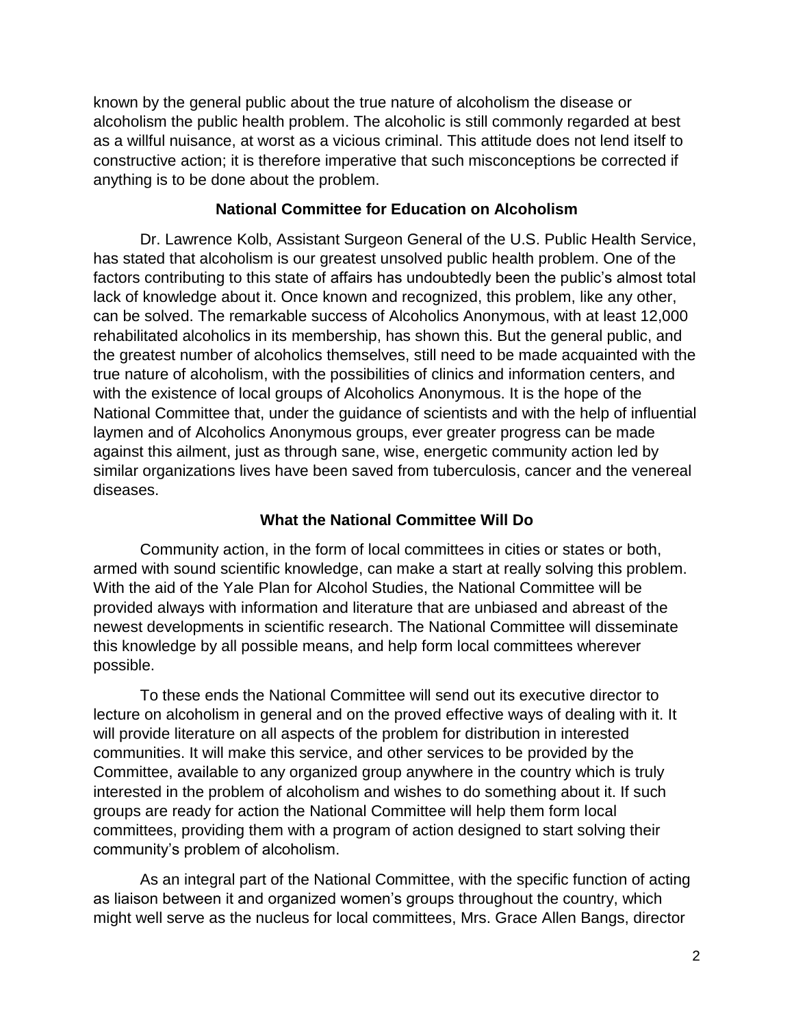known by the general public about the true nature of alcoholism the disease or alcoholism the public health problem. The alcoholic is still commonly regarded at best as a willful nuisance, at worst as a vicious criminal. This attitude does not lend itself to constructive action; it is therefore imperative that such misconceptions be corrected if anything is to be done about the problem.

## National Committee for Education on Alcoholism

Dr. Lawrence Kolb, Assistant Surgeon General of the U.S. Public Health Service, has stated that alcoholism is our greatest unsolved public health problem. One of the factors contributing to this state of affairs has undoubtedly been the public's almost total lack of knowledge about it. Once known and recognized, this problem, like any other, can be solved. The remarkable success of Alcoholics Anonymous, with at least 12,000 rehabilitated alcoholics in its membership, has shown this. But the general public, and the greatest number of alcoholics themselves, still need to be made acquainted with the true nature of alcoholism, with the possibilities of clinics and information centers, and with the existence of local groups of Alcoholics Anonymous. It is the hope of the National Committee that, under the guidance of scientists and with the help of influential laymen and of Alcoholics Anonymous groups, ever greater progress can be made against this ailment, just as through sane, wise, energetic community action led by similar organizations lives have been saved from tuberculosis, cancer and the venereal diseases.

## What the National Committee Will Do

Community action, in the form of local committees in cities or states or both, armed with sound scientific knowledge, can make a start at really solving this problem. With the aid of the Yale Plan for Alcohol Studies, the National Committee will be provided always with information and literature that are unbiased and abreast of the newest developments in scientific research. The National Committee will disseminate this knowledge by all possible means, and help form local committees wherever possible.

To these ends the National Committee will send out its executive director to lecture on alcoholism in general and on the proved effective ways of dealing with it. It will provide literature on all aspects of the problem for distribution in interested communities. It will make this service, and other services to be provided by the Committee, available to any organized group anywhere in the country which is truly interested in the problem of alcoholism and wishes to do something about it. If such groups are ready for action the National Committee will help them form local committees, providing them with a program of action designed to start solving their community's problem of alcoholism.

As an integral part of the National Committee, with the specific function of acting as liaison between it and organized women's groups throughout the country, which might well serve as the nucleus for local committees, Mrs. Grace Allen Bangs, director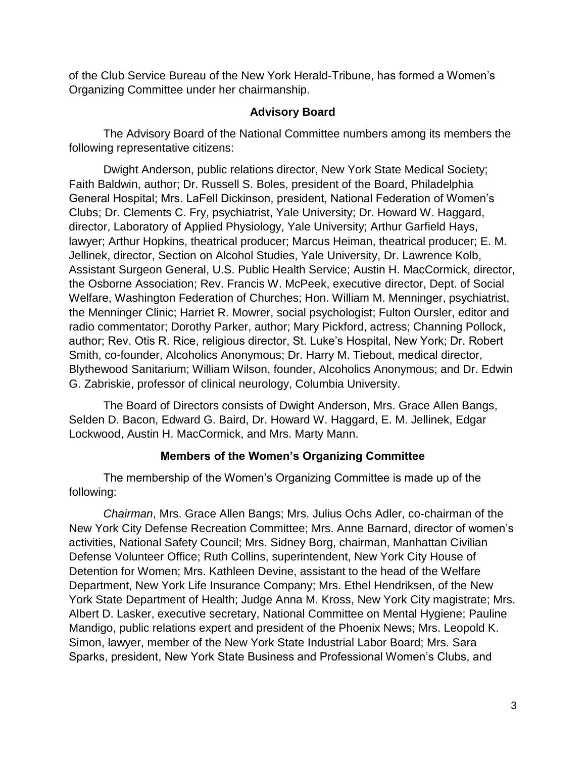of the Club Service Bureau of the New York Herald-Tribune, has formed a Women's Organizing Committee under her chairmanship.

## Advisory Board

The Advisory Board of the National Committee numbers among its members the following representative citizens:

Dwight Anderson, public relations director, New York State Medical Society; Faith Baldwin, author; Dr. Russell S. Boles, president of the Board, Philadelphia General Hospital; Mrs. LaFell Dickinson, president, National Federation of Women's Clubs; Dr. Clements C. Fry, psychiatrist, Yale University; Dr. Howard W. Haggard, director, Laboratory of Applied Physiology, Yale University; Arthur Garfield Hays, lawyer; Arthur Hopkins, theatrical producer; Marcus Heiman, theatrical producer; E. M. Jellinek, director, Section on Alcohol Studies, Yale University, Dr. Lawrence Kolb, Assistant Surgeon General, U.S. Public Health Service; Austin H. MacCormick, director, the Osborne Association; Rev. Francis W. McPeek, executive director, Dept. of Social Welfare, Washington Federation of Churches; Hon. William M. Menninger, psychiatrist, the Menninger Clinic; Harriet R. Mowrer, social psychologist; Fulton Oursler, editor and radio commentator; Dorothy Parker, author; Mary Pickford, actress; Channing Pollock, author; Rev. Otis R. Rice, religious director, St. Luke's Hospital, New York; Dr. Robert Smith, co-founder, Alcoholics Anonymous; Dr. Harry M. Tiebout, medical director, Blythewood Sanitarium; William Wilson, founder, Alcoholics Anonymous; and Dr. Edwin G. Zabriskie, professor of clinical neurology, Columbia University.

The Board of Directors consists of Dwight Anderson, Mrs. Grace Allen Bangs, Selden D. Bacon, Edward G. Baird, Dr. Howard W. Haggard, E. M. Jellinek, Edgar Lockwood, Austin H. MacCormick, and Mrs. Marty Mann.

## Members of the Women's Organizing Committee

The membership of the Women's Organizing Committee is made up of the following:

*Chairman*, Mrs. Grace Allen Bangs; Mrs. Julius Ochs Adler, co-chairman of the New York City Defense Recreation Committee; Mrs. Anne Barnard, director of women's activities, National Safety Council; Mrs. Sidney Borg, chairman, Manhattan Civilian Defense Volunteer Office; Ruth Collins, superintendent, New York City House of Detention for Women; Mrs. Kathleen Devine, assistant to the head of the Welfare Department, New York Life Insurance Company; Mrs. Ethel Hendriksen, of the New York State Department of Health; Judge Anna M. Kross, New York City magistrate; Mrs. Albert D. Lasker, executive secretary, National Committee on Mental Hygiene; Pauline Mandigo, public relations expert and president of the Phoenix News; Mrs. Leopold K. Simon, lawyer, member of the New York State Industrial Labor Board; Mrs. Sara Sparks, president, New York State Business and Professional Women's Clubs, and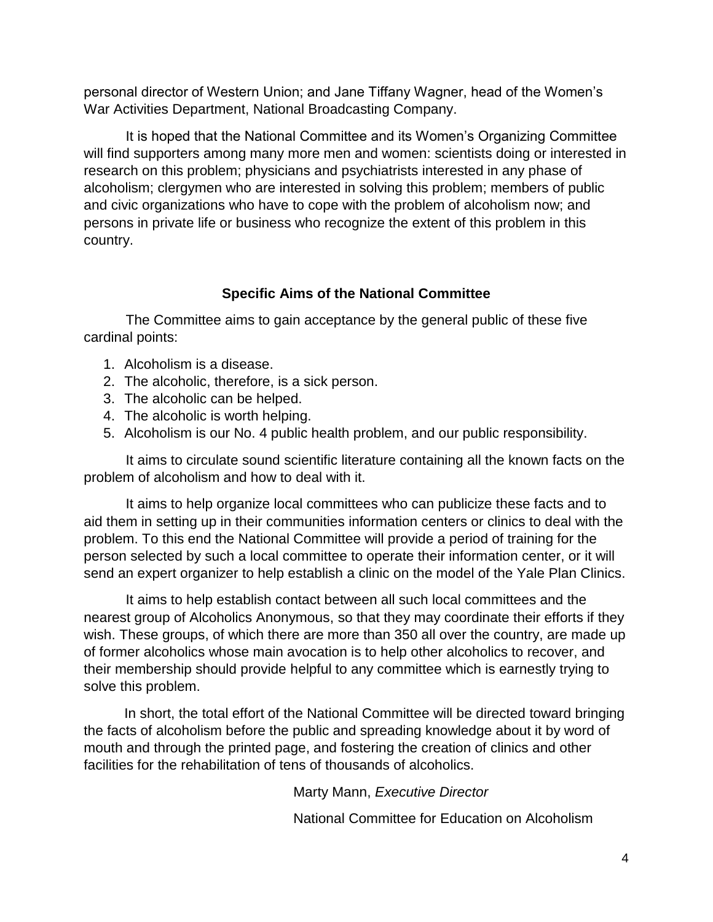personal director of Western Union; and Jane Tiffany Wagner, head of the Women's War Activities Department, National Broadcasting Company.

It is hoped that the National Committee and its Women's Organizing Committee will find supporters among many more men and women: scientists doing or interested in research on this problem; physicians and psychiatrists interested in any phase of alcoholism; clergymen who are interested in solving this problem; members of public and civic organizations who have to cope with the problem of alcoholism now; and persons in private life or business who recognize the extent of this problem in this country.

### Specific Aims of the National Committee

The Committee aims to gain acceptance by the general public of these five cardinal points:

1. Alcoholism is a disease.
2. The alcoholic, therefore, is a sick person.
3. The alcoholic can be helped.
4. The alcoholic is worth helping.
5. Alcoholism is our No. 4 public health problem, and our public responsibility.

It aims to circulate sound scientific literature containing all the known facts on the problem of alcoholism and how to deal with it.

It aims to help organize local committees who can publicize these facts and to aid them in setting up in their communities information centers or clinics to deal with the problem. To this end the National Committee will provide a period of training for the person selected by such a local committee to operate their information center, or it will send an expert organizer to help establish a clinic on the model of the Yale Plan Clinics.

It aims to help establish contact between all such local committees and the nearest group of Alcoholics Anonymous, so that they may coordinate their efforts if they wish. These groups, of which there are more than 350 all over the country, are made up of former alcoholics whose main avocation is to help other alcoholics to recover, and their membership should provide helpful to any committee which is earnestly trying to solve this problem.

In short, the total effort of the National Committee will be directed toward bringing the facts of alcoholism before the public and spreading knowledge about it by word of mouth and through the printed page, and fostering the creation of clinics and other facilities for the rehabilitation of tens of thousands of alcoholics.

Marty Mann, *Executive Director*

National Committee for Education on Alcoholism